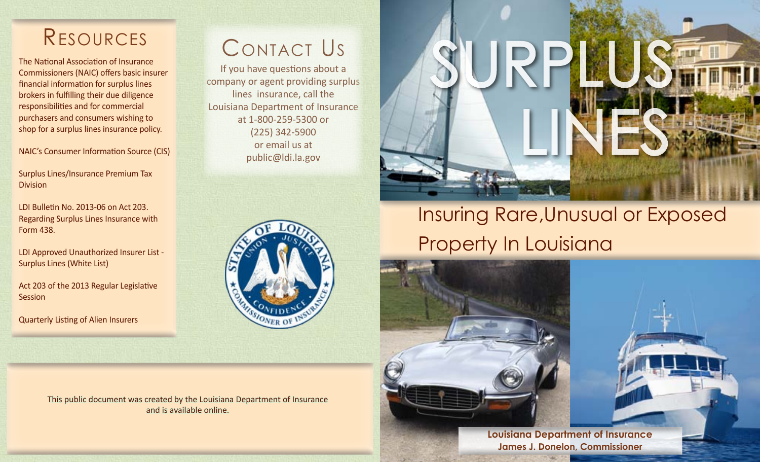## Resources

The National Association of Insurance Commissioners (NAIC) offers basic insurer financial information for surplus lines brokers in fulfilling their due diligence responsibilities and for commercial purchasers and consumers wishing to shop for a surplus lines insurance policy.

NAIC's Consumer Information Source (CIS)

Surplus Lines/Insurance Premium Tax Division

LDI Bulletin No. 2013-06 on Act 203. Regarding Surplus Lines Insurance with Form 438.

LDI Approved Unauthorized Insurer List - Surplus Lines (White List)

Act 203 of the 2013 Regular Legislative Session

Quarterly Listing of Alien Insurers

## Contact Us

If you have questions about a company or agent providing surplus lines insurance, call the Louisiana Department of Insurance at 1-800-259-5300 or (225) 342-5900 or email us at public@ldi.la.gov

This public document was created by the Louisiana Department of Insurance and is available online.

# SURPLUS LINES

## Insuring Rare,Unusual or Exposed Property In Louisiana

**Louisiana Department of Insurance**
**James J. Donelon, Commissioner**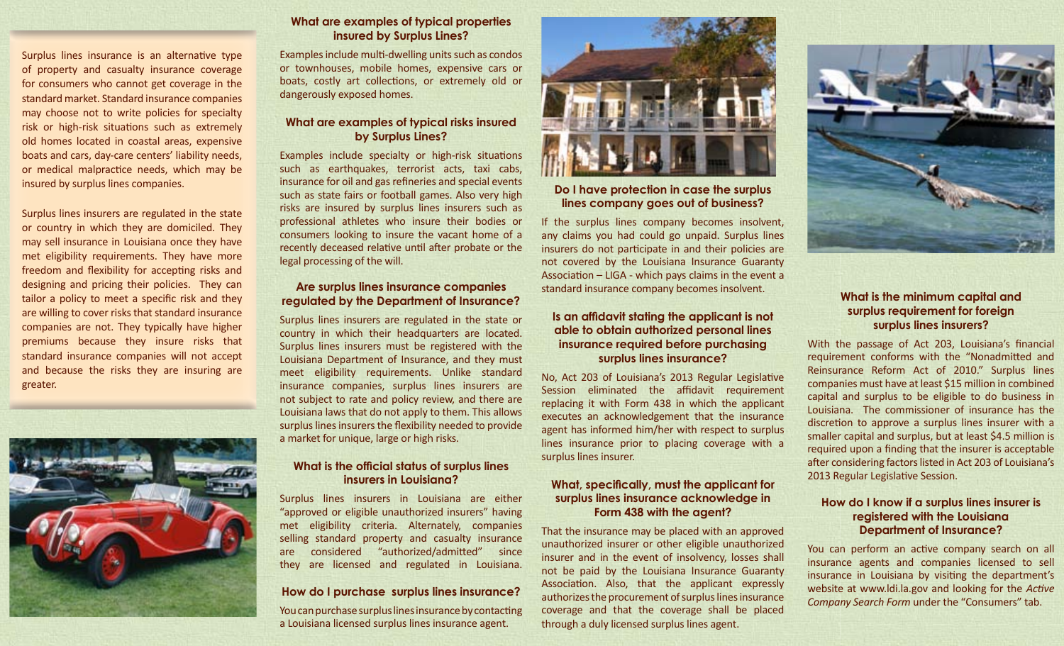Surplus lines insurance is an alternative type of property and casualty insurance coverage for consumers who cannot get coverage in the standard market. Standard insurance companies may choose not to write policies for specialty risk or high-risk situations such as extremely old homes located in coastal areas, expensive boats and cars, day-care centers' liability needs, or medical malpractice needs, which may be insured by surplus lines companies.

Surplus lines insurers are regulated in the state or country in which they are domiciled. They may sell insurance in Louisiana once they have met eligibility requirements. They have more freedom and flexibility for accepting risks and designing and pricing their policies. They can tailor a policy to meet a specific risk and they are willing to cover risks that standard insurance companies are not. They typically have higher premiums because they insure risks that standard insurance companies will not accept and because the risks they are insuring are greater.

### What are examples of typical properties insured by Surplus Lines?

Examples include multi-dwelling units such as condos or townhouses, mobile homes, expensive cars or boats, costly art collections, or extremely old or dangerously exposed homes.

### What are examples of typical risks insured by Surplus Lines?

Examples include specialty or high-risk situations such as earthquakes, terrorist acts, taxi cabs, insurance for oil and gas refineries and special events such as state fairs or football games. Also very high risks are insured by surplus lines insurers such as professional athletes who insure their bodies or consumers looking to insure the vacant home of a recently deceased relative until after probate or the legal processing of the will.

### Are surplus lines insurance companies regulated by the Department of Insurance?

Surplus lines insurers are regulated in the state or country in which their headquarters are located. Surplus lines insurers must be registered with the Louisiana Department of Insurance, and they must meet eligibility requirements. Unlike standard insurance companies, surplus lines insurers are not subject to rate and policy review, and there are Louisiana laws that do not apply to them. This allows surplus lines insurers the flexibility needed to provide a market for unique, large or high risks.

### What is the official status of surplus lines insurers in Louisiana?

Surplus lines insurers in Louisiana are either "approved or eligible unauthorized insurers" having met eligibility criteria. Alternately, companies selling standard property and casualty insurance are considered "authorized/admitted" since they are licensed and regulated in Louisiana.

### How do I purchase surplus lines insurance?

You can purchase surplus lines insurance by contacting a Louisiana licensed surplus lines insurance agent.

### Do I have protection in case the surplus lines company goes out of business?

If the surplus lines company becomes insolvent, any claims you had could go unpaid. Surplus lines insurers do not participate in and their policies are not covered by the Louisiana Insurance Guaranty Association – LIGA - which pays claims in the event a standard insurance company becomes insolvent.

### Is an affidavit stating the applicant is not able to obtain authorized personal lines insurance required before purchasing surplus lines insurance?

No, Act 203 of Louisiana's 2013 Regular Legislative Session eliminated the affidavit requirement replacing it with Form 438 in which the applicant executes an acknowledgement that the insurance agent has informed him/her with respect to surplus lines insurance prior to placing coverage with a surplus lines insurer.

### What, specifically, must the applicant for surplus lines insurance acknowledge in Form 438 with the agent?

That the insurance may be placed with an approved unauthorized insurer or other eligible unauthorized insurer and in the event of insolvency, losses shall not be paid by the Louisiana Insurance Guaranty Association. Also, that the applicant expressly authorizes the procurement of surplus lines insurance coverage and that the coverage shall be placed through a duly licensed surplus lines agent.

### What is the minimum capital and surplus requirement for foreign surplus lines insurers?

With the passage of Act 203, Louisiana's financial requirement conforms with the "Nonadmitted and Reinsurance Reform Act of 2010." Surplus lines companies must have at least $15 million in combined capital and surplus to be eligible to do business in Louisiana. The commissioner of insurance has the discretion to approve a surplus lines insurer with a smaller capital and surplus, but at least $4.5 million is required upon a finding that the insurer is acceptable after considering factors listed in Act 203 of Louisiana's 2013 Regular Legislative Session.

### How do I know if a surplus lines insurer is registered with the Louisiana Department of Insurance?

You can perform an active company search on all insurance agents and companies licensed to sell insurance in Louisiana by visiting the department's website at www.ldi.la.gov and looking for the *Active Company Search Form* under the "Consumers" tab.